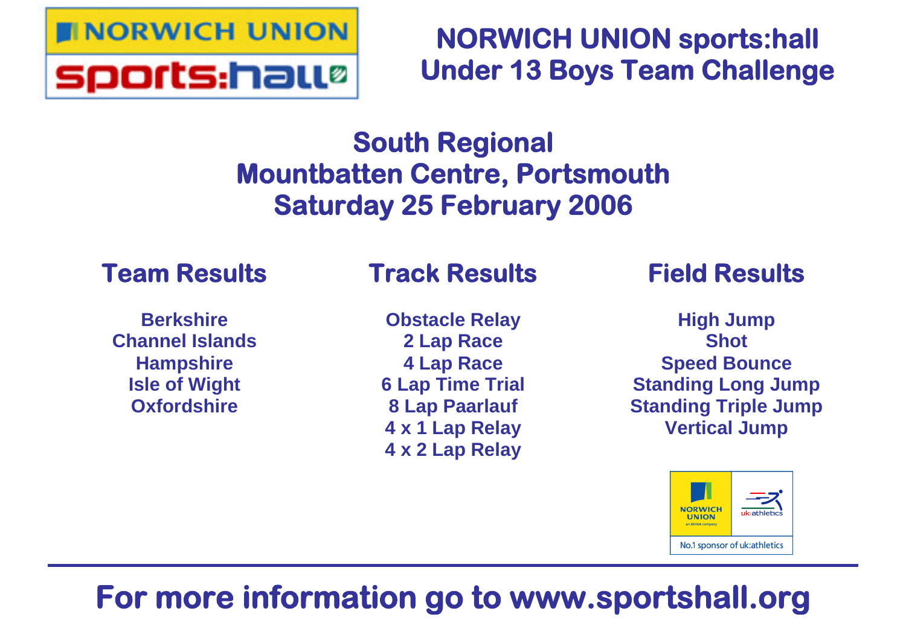# NORWICH UNION sports:hall Under 13 Boys Team Challenge

## South Regional
## Mountbatten Centre, Portsmouth
## Saturday 25 February 2006

### Team Results

Berkshire
Channel Islands
Hampshire
Isle of Wight
Oxfordshire

### Track Results

Obstacle Relay
2 Lap Race
4 Lap Race
6 Lap Time Trial
8 Lap Paarlauf
4 x 1 Lap Relay
4 x 2 Lap Relay

### Field Results

High Jump
Shot
Speed Bounce
Standing Long Jump
Standing Triple Jump
Vertical Jump

NORWICH UNION an AVIVA company — uk:athletics — No.1 sponsor of uk:athletics

**For more information go to www.sportshall.org**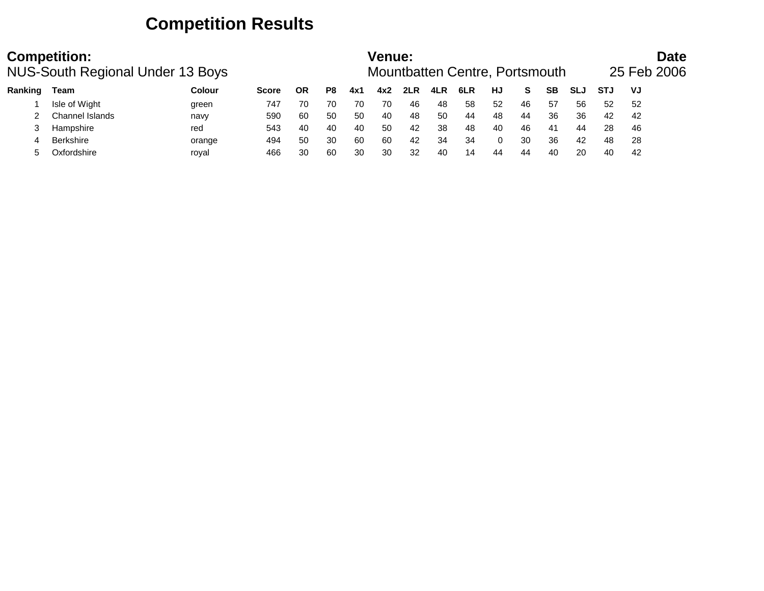# Competition Results

**Competition:** NUS-South Regional Under 13 Boys

**Venue:** Mountbatten Centre, Portsmouth

**Date** 25 Feb 2006

| Ranking | Team | Colour | Score | OR | P8 | 4x1 | 4x2 | 2LR | 4LR | 6LR | HJ | S | SB | SLJ | STJ | VJ |
|---|---|---|---|---|---|---|---|---|---|---|---|---|---|---|---|---|
| 1 | Isle of Wight | green | 747 | 70 | 70 | 70 | 70 | 46 | 48 | 58 | 52 | 46 | 57 | 56 | 52 | 52 |
| 2 | Channel Islands | navy | 590 | 60 | 50 | 50 | 40 | 48 | 50 | 44 | 48 | 44 | 36 | 36 | 42 | 42 |
| 3 | Hampshire | red | 543 | 40 | 40 | 40 | 50 | 42 | 38 | 48 | 40 | 46 | 41 | 44 | 28 | 46 |
| 4 | Berkshire | orange | 494 | 50 | 30 | 60 | 60 | 42 | 34 | 34 | 0 | 30 | 36 | 42 | 48 | 28 |
| 5 | Oxfordshire | royal | 466 | 30 | 60 | 30 | 30 | 32 | 40 | 14 | 44 | 44 | 40 | 20 | 40 | 42 |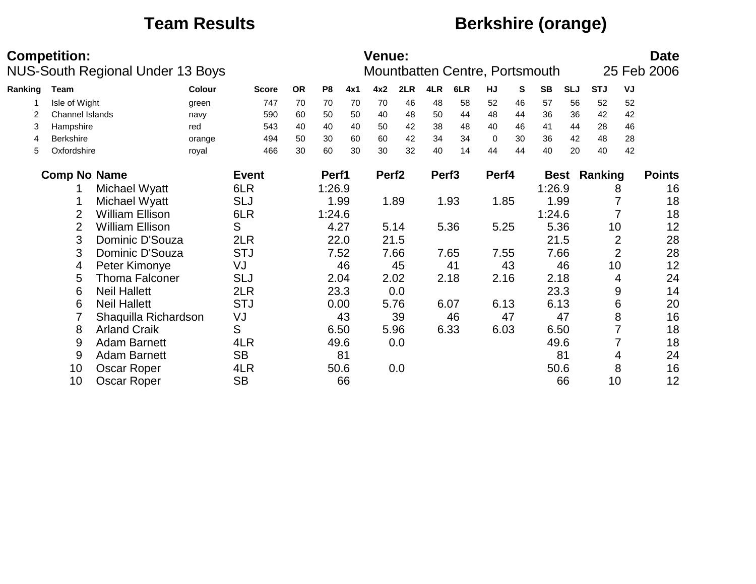# Team Results — Berkshire (orange)

**Competition:**
NUS-South Regional Under 13 Boys

**Venue:**
Mountbatten Centre, Portsmouth

**Date**
25 Feb 2006

| Ranking | Team | Colour | Score | OR | P8 | 4x1 | 4x2 | 2LR | 4LR | 6LR | HJ | S | SB | SLJ | STJ | VJ |
|---|---|---|---|---|---|---|---|---|---|---|---|---|---|---|---|---|
| 1 | Isle of Wight | green | 747 | 70 | 70 | 70 | 70 | 46 | 48 | 58 | 52 | 46 | 57 | 56 | 52 | 52 |
| 2 | Channel Islands | navy | 590 | 60 | 50 | 50 | 40 | 48 | 50 | 44 | 48 | 44 | 36 | 36 | 42 | 42 |
| 3 | Hampshire | red | 543 | 40 | 40 | 40 | 50 | 42 | 38 | 48 | 40 | 46 | 41 | 44 | 28 | 46 |
| 4 | Berkshire | orange | 494 | 50 | 30 | 60 | 60 | 42 | 34 | 34 | 0 | 30 | 36 | 42 | 48 | 28 |
| 5 | Oxfordshire | royal | 466 | 30 | 60 | 30 | 30 | 32 | 40 | 14 | 44 | 44 | 40 | 20 | 40 | 42 |

| Comp No | Name | Event | Perf1 | Perf2 | Perf3 | Perf4 | Best | Ranking | Points |
|---|---|---|---|---|---|---|---|---|---|
| 1 | Michael Wyatt | 6LR | 1:26.9 | | | | 1:26.9 | 8 | 16 |
| 1 | Michael Wyatt | SLJ | 1.99 | 1.89 | 1.93 | 1.85 | 1.99 | 7 | 18 |
| 2 | William Ellison | 6LR | 1:24.6 | | | | 1:24.6 | 7 | 18 |
| 2 | William Ellison | S | 4.27 | 5.14 | 5.36 | 5.25 | 5.36 | 10 | 12 |
| 3 | Dominic D'Souza | 2LR | 22.0 | 21.5 | | | 21.5 | 2 | 28 |
| 3 | Dominic D'Souza | STJ | 7.52 | 7.66 | 7.65 | 7.55 | 7.66 | 2 | 28 |
| 4 | Peter Kimonye | VJ | 46 | 45 | 41 | 43 | 46 | 10 | 12 |
| 5 | Thoma Falconer | SLJ | 2.04 | 2.02 | 2.18 | 2.16 | 2.18 | 4 | 24 |
| 6 | Neil Hallett | 2LR | 23.3 | 0.0 | | | 23.3 | 9 | 14 |
| 6 | Neil Hallett | STJ | 0.00 | 5.76 | 6.07 | 6.13 | 6.13 | 6 | 20 |
| 7 | Shaquilla Richardson | VJ | 43 | 39 | 46 | 47 | 47 | 8 | 16 |
| 8 | Arland Craik | S | 6.50 | 5.96 | 6.33 | 6.03 | 6.50 | 7 | 18 |
| 9 | Adam Barnett | 4LR | 49.6 | 0.0 | | | 49.6 | 7 | 18 |
| 9 | Adam Barnett | SB | 81 | | | | 81 | 4 | 24 |
| 10 | Oscar Roper | 4LR | 50.6 | 0.0 | | | 50.6 | 8 | 16 |
| 10 | Oscar Roper | SB | 66 | | | | 66 | 10 | 12 |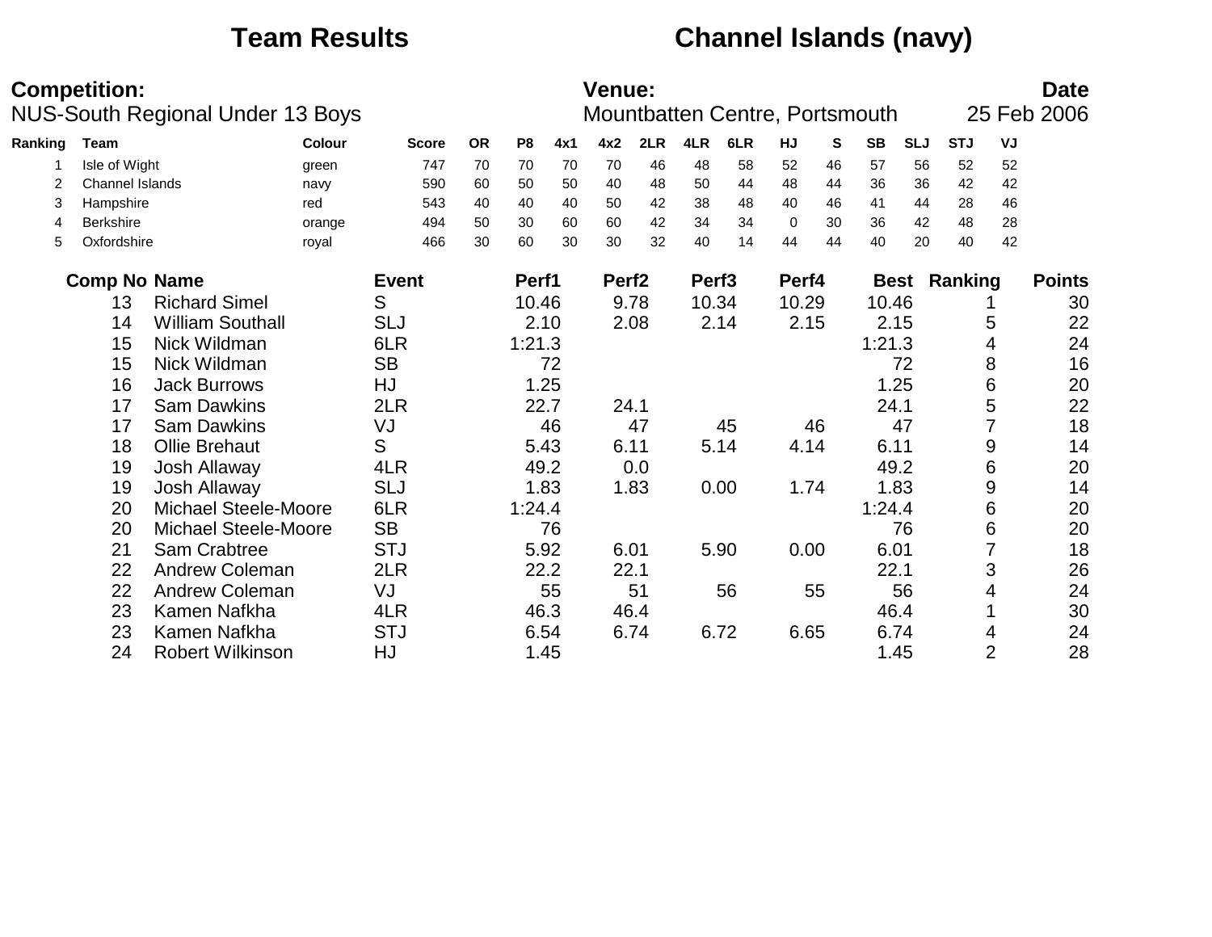# Team Results — Channel Islands (navy)

**Competition:**
NUS-South Regional Under 13 Boys

**Venue:**
Mountbatten Centre, Portsmouth

**Date**
25 Feb 2006

| Ranking | Team | Colour | Score | OR | P8 | 4x1 | 4x2 | 2LR | 4LR | 6LR | HJ | S | SB | SLJ | STJ | VJ |
|---|---|---|---|---|---|---|---|---|---|---|---|---|---|---|---|---|
| 1 | Isle of Wight | green | 747 | 70 | 70 | 70 | 70 | 46 | 48 | 58 | 52 | 46 | 57 | 56 | 52 | 52 |
| 2 | Channel Islands | navy | 590 | 60 | 50 | 50 | 40 | 48 | 50 | 44 | 48 | 44 | 36 | 36 | 42 | 42 |
| 3 | Hampshire | red | 543 | 40 | 40 | 40 | 50 | 42 | 38 | 48 | 40 | 46 | 41 | 44 | 28 | 46 |
| 4 | Berkshire | orange | 494 | 50 | 30 | 60 | 60 | 42 | 34 | 34 | 0 | 30 | 36 | 42 | 48 | 28 |
| 5 | Oxfordshire | royal | 466 | 30 | 60 | 30 | 30 | 32 | 40 | 14 | 44 | 44 | 40 | 20 | 40 | 42 |

| Comp No | Name | Event | Perf1 | Perf2 | Perf3 | Perf4 | Best | Ranking | Points |
|---|---|---|---|---|---|---|---|---|---|
| 13 | Richard Simel | S | 10.46 | 9.78 | 10.34 | 10.29 | 10.46 | 1 | 30 |
| 14 | William Southall | SLJ | 2.10 | 2.08 | 2.14 | 2.15 | 2.15 | 5 | 22 |
| 15 | Nick Wildman | 6LR | 1:21.3 | | | | 1:21.3 | 4 | 24 |
| 15 | Nick Wildman | SB | 72 | | | | 72 | 8 | 16 |
| 16 | Jack Burrows | HJ | 1.25 | | | | 1.25 | 6 | 20 |
| 17 | Sam Dawkins | 2LR | 22.7 | 24.1 | | | 24.1 | 5 | 22 |
| 17 | Sam Dawkins | VJ | 46 | 47 | 45 | 46 | 47 | 7 | 18 |
| 18 | Ollie Brehaut | S | 5.43 | 6.11 | 5.14 | 4.14 | 6.11 | 9 | 14 |
| 19 | Josh Allaway | 4LR | 49.2 | 0.0 | | | 49.2 | 6 | 20 |
| 19 | Josh Allaway | SLJ | 1.83 | 1.83 | 0.00 | 1.74 | 1.83 | 9 | 14 |
| 20 | Michael Steele-Moore | 6LR | 1:24.4 | | | | 1:24.4 | 6 | 20 |
| 20 | Michael Steele-Moore | SB | 76 | | | | 76 | 6 | 20 |
| 21 | Sam Crabtree | STJ | 5.92 | 6.01 | 5.90 | 0.00 | 6.01 | 7 | 18 |
| 22 | Andrew Coleman | 2LR | 22.2 | 22.1 | | | 22.1 | 3 | 26 |
| 22 | Andrew Coleman | VJ | 55 | 51 | 56 | 55 | 56 | 4 | 24 |
| 23 | Kamen Nafkha | 4LR | 46.3 | 46.4 | | | 46.4 | 1 | 30 |
| 23 | Kamen Nafkha | STJ | 6.54 | 6.74 | 6.72 | 6.65 | 6.74 | 4 | 24 |
| 24 | Robert Wilkinson | HJ | 1.45 | | | | 1.45 | 2 | 28 |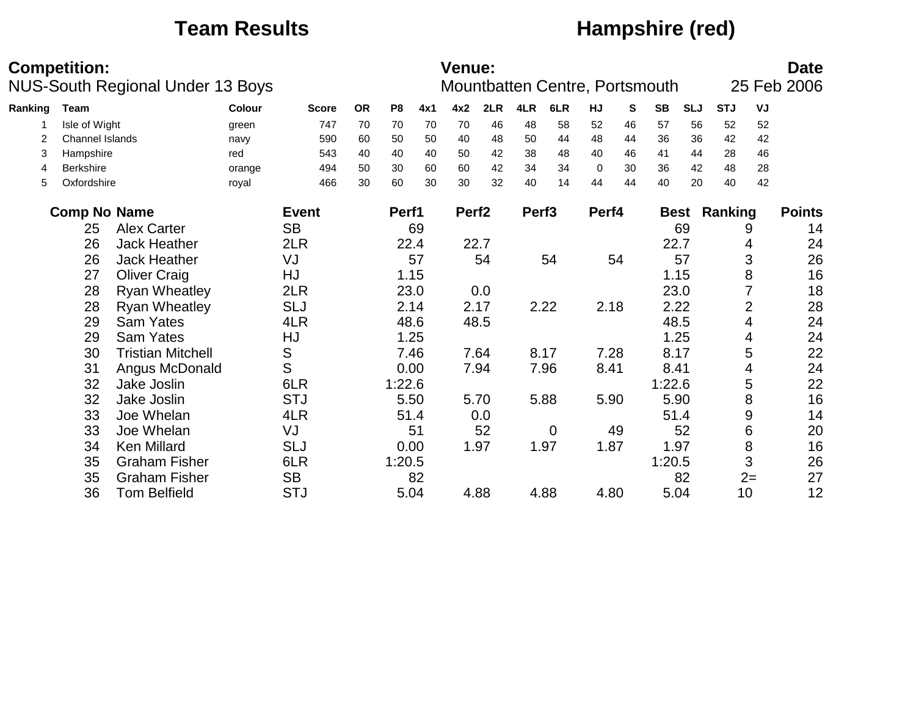# Team Results

# Hampshire (red)

**Competition:**
NUS-South Regional Under 13 Boys

**Venue:**
Mountbatten Centre, Portsmouth

**Date**
25 Feb 2006

| Ranking | Team | Colour | Score | OR | P8 | 4x1 | 4x2 | 2LR | 4LR | 6LR | HJ | S | SB | SLJ | STJ | VJ |
|---|---|---|---|---|---|---|---|---|---|---|---|---|---|---|---|---|
| 1 | Isle of Wight | green | 747 | 70 | 70 | 70 | 70 | 46 | 48 | 58 | 52 | 46 | 57 | 56 | 52 | 52 |
| 2 | Channel Islands | navy | 590 | 60 | 50 | 50 | 40 | 48 | 50 | 44 | 48 | 44 | 36 | 36 | 42 | 42 |
| 3 | Hampshire | red | 543 | 40 | 40 | 40 | 50 | 42 | 38 | 48 | 40 | 46 | 41 | 44 | 28 | 46 |
| 4 | Berkshire | orange | 494 | 50 | 30 | 60 | 60 | 42 | 34 | 34 | 0 | 30 | 36 | 42 | 48 | 28 |
| 5 | Oxfordshire | royal | 466 | 30 | 60 | 30 | 30 | 32 | 40 | 14 | 44 | 44 | 40 | 20 | 40 | 42 |

| Comp No | Name | Event | Perf1 | Perf2 | Perf3 | Perf4 | Best | Ranking | Points |
|---|---|---|---|---|---|---|---|---|---|
| 25 | Alex Carter | SB | 69 | | | | 69 | 9 | 14 |
| 26 | Jack Heather | 2LR | 22.4 | 22.7 | | | 22.7 | 4 | 24 |
| 26 | Jack Heather | VJ | 57 | 54 | 54 | 54 | 57 | 3 | 26 |
| 27 | Oliver Craig | HJ | 1.15 | | | | 1.15 | 8 | 16 |
| 28 | Ryan Wheatley | 2LR | 23.0 | 0.0 | | | 23.0 | 7 | 18 |
| 28 | Ryan Wheatley | SLJ | 2.14 | 2.17 | 2.22 | 2.18 | 2.22 | 2 | 28 |
| 29 | Sam Yates | 4LR | 48.6 | 48.5 | | | 48.5 | 4 | 24 |
| 29 | Sam Yates | HJ | 1.25 | | | | 1.25 | 4 | 24 |
| 30 | Tristian Mitchell | S | 7.46 | 7.64 | 8.17 | 7.28 | 8.17 | 5 | 22 |
| 31 | Angus McDonald | S | 0.00 | 7.94 | 7.96 | 8.41 | 8.41 | 4 | 24 |
| 32 | Jake Joslin | 6LR | 1:22.6 | | | | 1:22.6 | 5 | 22 |
| 32 | Jake Joslin | STJ | 5.50 | 5.70 | 5.88 | 5.90 | 5.90 | 8 | 16 |
| 33 | Joe Whelan | 4LR | 51.4 | 0.0 | | | 51.4 | 9 | 14 |
| 33 | Joe Whelan | VJ | 51 | 52 | 0 | 49 | 52 | 6 | 20 |
| 34 | Ken Millard | SLJ | 0.00 | 1.97 | 1.97 | 1.87 | 1.97 | 8 | 16 |
| 35 | Graham Fisher | 6LR | 1:20.5 | | | | 1:20.5 | 3 | 26 |
| 35 | Graham Fisher | SB | 82 | | | | 82 | 2= | 27 |
| 36 | Tom Belfield | STJ | 5.04 | 4.88 | 4.88 | 4.80 | 5.04 | 10 | 12 |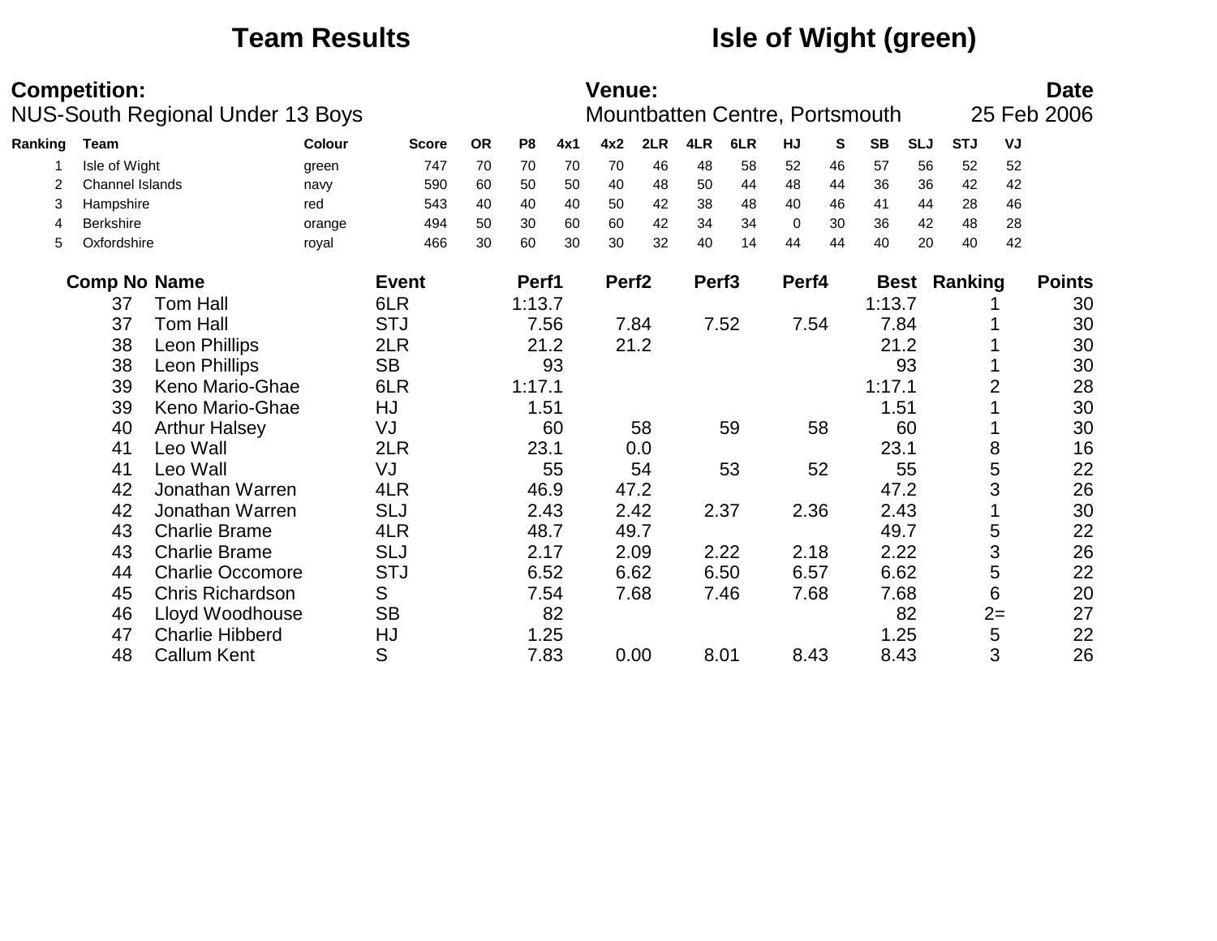# Team Results

## Isle of Wight (green)

**Competition:**
NUS-South Regional Under 13 Boys

**Venue:**
Mountbatten Centre, Portsmouth

**Date**
25 Feb 2006

| Ranking | Team | Colour | Score | OR | P8 | 4x1 | 4x2 | 2LR | 4LR | 6LR | HJ | S | SB | SLJ | STJ | VJ |
|---|---|---|---|---|---|---|---|---|---|---|---|---|---|---|---|---|
| 1 | Isle of Wight | green | 747 | 70 | 70 | 70 | 70 | 46 | 48 | 58 | 52 | 46 | 57 | 56 | 52 | 52 |
| 2 | Channel Islands | navy | 590 | 60 | 50 | 50 | 40 | 48 | 50 | 44 | 48 | 44 | 36 | 36 | 42 | 42 |
| 3 | Hampshire | red | 543 | 40 | 40 | 40 | 50 | 42 | 38 | 48 | 40 | 46 | 41 | 44 | 28 | 46 |
| 4 | Berkshire | orange | 494 | 50 | 30 | 60 | 60 | 42 | 34 | 34 | 0 | 30 | 36 | 42 | 48 | 28 |
| 5 | Oxfordshire | royal | 466 | 30 | 60 | 30 | 30 | 32 | 40 | 14 | 44 | 44 | 40 | 20 | 40 | 42 |

| Comp No | Name | Event | Perf1 | Perf2 | Perf3 | Perf4 | Best | Ranking | Points |
|---|---|---|---|---|---|---|---|---|---|
| 37 | Tom Hall | 6LR | 1:13.7 | | | | 1:13.7 | 1 | 30 |
| 37 | Tom Hall | STJ | 7.56 | 7.84 | 7.52 | 7.54 | 7.84 | 1 | 30 |
| 38 | Leon Phillips | 2LR | 21.2 | 21.2 | | | 21.2 | 1 | 30 |
| 38 | Leon Phillips | SB | 93 | | | | 93 | 1 | 30 |
| 39 | Keno Mario-Ghae | 6LR | 1:17.1 | | | | 1:17.1 | 2 | 28 |
| 39 | Keno Mario-Ghae | HJ | 1.51 | | | | 1.51 | 1 | 30 |
| 40 | Arthur Halsey | VJ | 60 | 58 | 59 | 58 | 60 | 1 | 30 |
| 41 | Leo Wall | 2LR | 23.1 | 0.0 | | | 23.1 | 8 | 16 |
| 41 | Leo Wall | VJ | 55 | 54 | 53 | 52 | 55 | 5 | 22 |
| 42 | Jonathan Warren | 4LR | 46.9 | 47.2 | | | 47.2 | 3 | 26 |
| 42 | Jonathan Warren | SLJ | 2.43 | 2.42 | 2.37 | 2.36 | 2.43 | 1 | 30 |
| 43 | Charlie Brame | 4LR | 48.7 | 49.7 | | | 49.7 | 5 | 22 |
| 43 | Charlie Brame | SLJ | 2.17 | 2.09 | 2.22 | 2.18 | 2.22 | 3 | 26 |
| 44 | Charlie Occomore | STJ | 6.52 | 6.62 | 6.50 | 6.57 | 6.62 | 5 | 22 |
| 45 | Chris Richardson | S | 7.54 | 7.68 | 7.46 | 7.68 | 7.68 | 6 | 20 |
| 46 | Lloyd Woodhouse | SB | 82 | | | | 82 | 2= | 27 |
| 47 | Charlie Hibberd | HJ | 1.25 | | | | 1.25 | 5 | 22 |
| 48 | Callum Kent | S | 7.83 | 0.00 | 8.01 | 8.43 | 8.43 | 3 | 26 |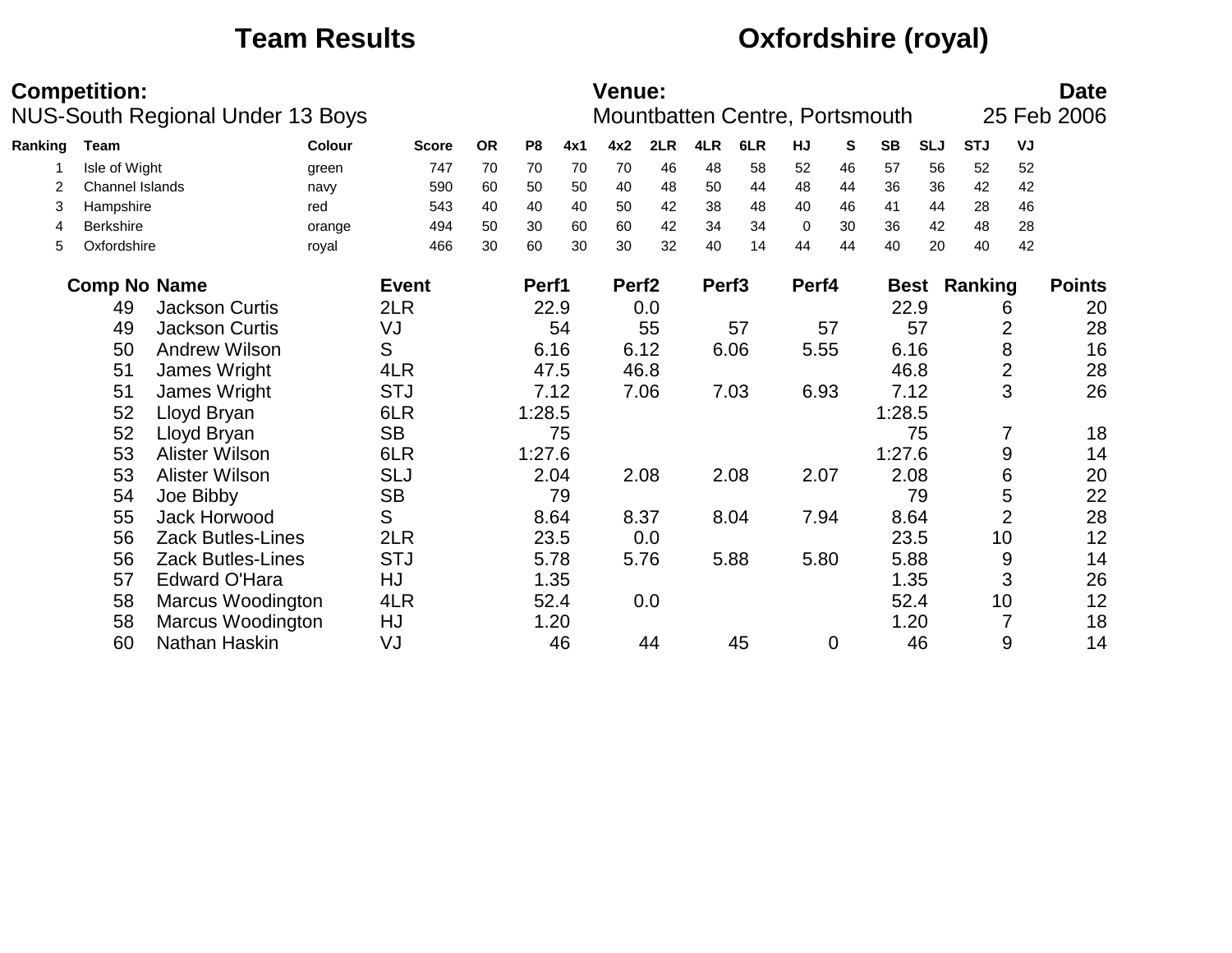# Team Results

## Oxfordshire (royal)

**Competition:**
NUS-South Regional Under 13 Boys

**Venue:**
Mountbatten Centre, Portsmouth

**Date**
25 Feb 2006

| Ranking | Team | Colour | Score | OR | P8 | 4x1 | 4x2 | 2LR | 4LR | 6LR | HJ | S | SB | SLJ | STJ | VJ |
|---|---|---|---|---|---|---|---|---|---|---|---|---|---|---|---|---|
| 1 | Isle of Wight | green | 747 | 70 | 70 | 70 | 70 | 46 | 48 | 58 | 52 | 46 | 57 | 56 | 52 | 52 |
| 2 | Channel Islands | navy | 590 | 60 | 50 | 50 | 40 | 48 | 50 | 44 | 48 | 44 | 36 | 36 | 42 | 42 |
| 3 | Hampshire | red | 543 | 40 | 40 | 40 | 50 | 42 | 38 | 48 | 40 | 46 | 41 | 44 | 28 | 46 |
| 4 | Berkshire | orange | 494 | 50 | 30 | 60 | 60 | 42 | 34 | 34 | 0 | 30 | 36 | 42 | 48 | 28 |
| 5 | Oxfordshire | royal | 466 | 30 | 60 | 30 | 30 | 32 | 40 | 14 | 44 | 44 | 40 | 20 | 40 | 42 |

| Comp No | Name | Event | Perf1 | Perf2 | Perf3 | Perf4 | Best | Ranking | Points |
|---|---|---|---|---|---|---|---|---|---|
| 49 | Jackson Curtis | 2LR | 22.9 | 0.0 | | | 22.9 | 6 | 20 |
| 49 | Jackson Curtis | VJ | 54 | 55 | 57 | 57 | 57 | 2 | 28 |
| 50 | Andrew Wilson | S | 6.16 | 6.12 | 6.06 | 5.55 | 6.16 | 8 | 16 |
| 51 | James Wright | 4LR | 47.5 | 46.8 | | | 46.8 | 2 | 28 |
| 51 | James Wright | STJ | 7.12 | 7.06 | 7.03 | 6.93 | 7.12 | 3 | 26 |
| 52 | Lloyd Bryan | 6LR | 1:28.5 | | | | 1:28.5 | | |
| 52 | Lloyd Bryan | SB | 75 | | | | 75 | 7 | 18 |
| 53 | Alister Wilson | 6LR | 1:27.6 | | | | 1:27.6 | 9 | 14 |
| 53 | Alister Wilson | SLJ | 2.04 | 2.08 | 2.08 | 2.07 | 2.08 | 6 | 20 |
| 54 | Joe Bibby | SB | 79 | | | | 79 | 5 | 22 |
| 55 | Jack Horwood | S | 8.64 | 8.37 | 8.04 | 7.94 | 8.64 | 2 | 28 |
| 56 | Zack Butles-Lines | 2LR | 23.5 | 0.0 | | | 23.5 | 10 | 12 |
| 56 | Zack Butles-Lines | STJ | 5.78 | 5.76 | 5.88 | 5.80 | 5.88 | 9 | 14 |
| 57 | Edward O'Hara | HJ | 1.35 | | | | 1.35 | 3 | 26 |
| 58 | Marcus Woodington | 4LR | 52.4 | 0.0 | | | 52.4 | 10 | 12 |
| 58 | Marcus Woodington | HJ | 1.20 | | | | 1.20 | 7 | 18 |
| 60 | Nathan Haskin | VJ | 46 | 44 | 45 | 0 | 46 | 9 | 14 |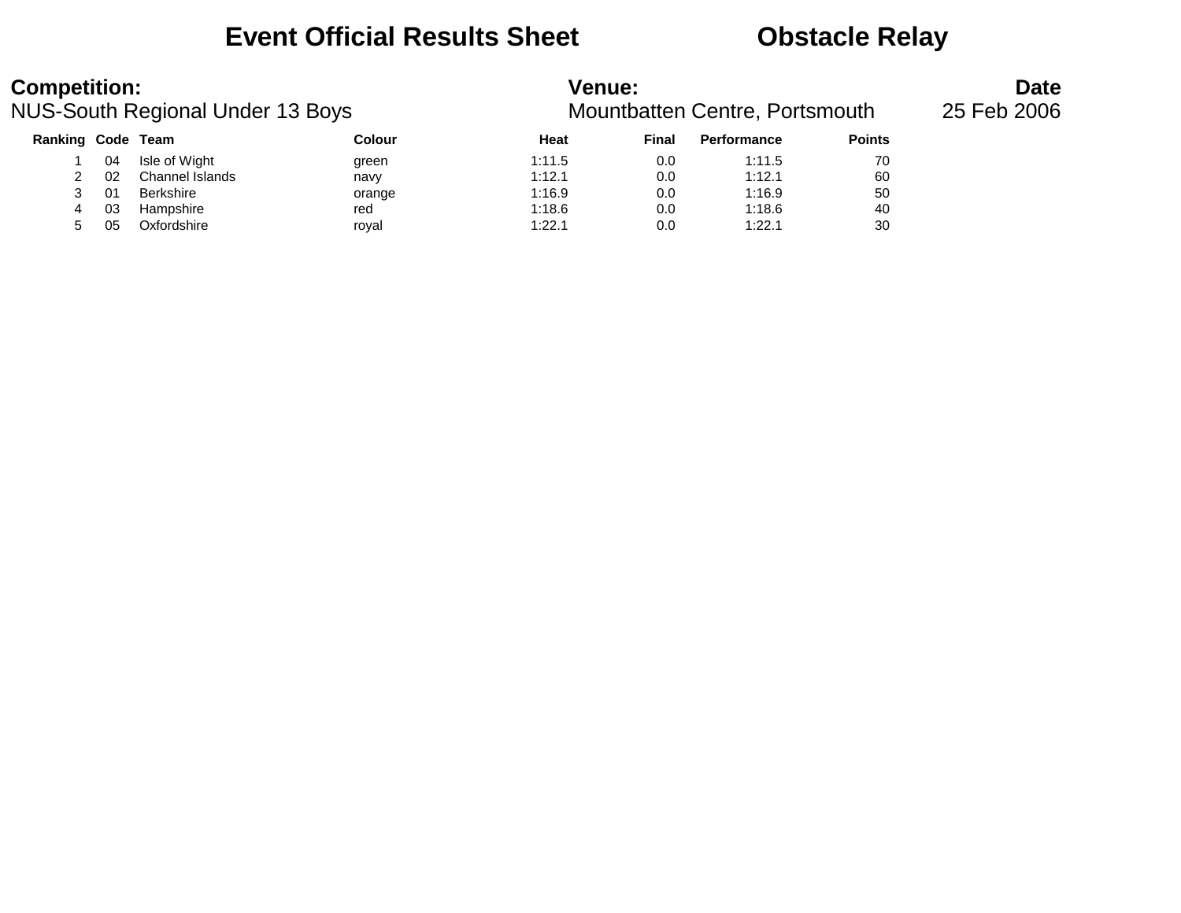# Event Official Results Sheet    Obstacle Relay

**Competition:**
NUS-South Regional Under 13 Boys

**Venue:**
Mountbatten Centre, Portsmouth

**Date**
25 Feb 2006

| Ranking | Code | Team | Colour | Heat | Final | Performance | Points |
|---|---|---|---|---|---|---|---|
| 1 | 04 | Isle of Wight | green | 1:11.5 | 0.0 | 1:11.5 | 70 |
| 2 | 02 | Channel Islands | navy | 1:12.1 | 0.0 | 1:12.1 | 60 |
| 3 | 01 | Berkshire | orange | 1:16.9 | 0.0 | 1:16.9 | 50 |
| 4 | 03 | Hampshire | red | 1:18.6 | 0.0 | 1:18.6 | 40 |
| 5 | 05 | Oxfordshire | royal | 1:22.1 | 0.0 | 1:22.1 | 30 |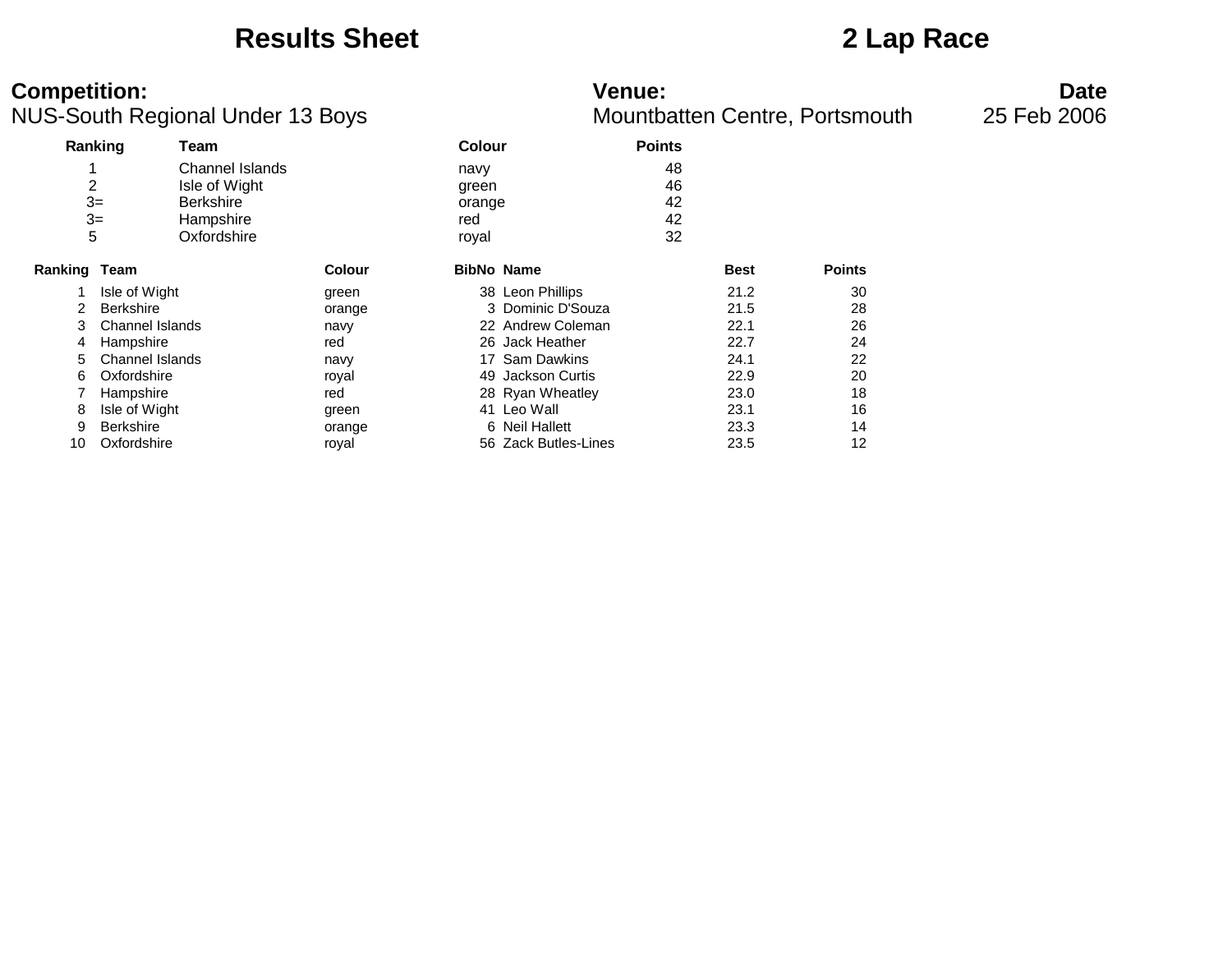# Results Sheet

# 2 Lap Race

**Competition:**
NUS-South Regional Under 13 Boys

**Venue:**
Mountbatten Centre, Portsmouth

**Date**
25 Feb 2006

| Ranking | Team | Colour | Points |
|---|---|---|---|
| 1 | Channel Islands | navy | 48 |
| 2 | Isle of Wight | green | 46 |
| 3= | Berkshire | orange | 42 |
| 3= | Hampshire | red | 42 |
| 5 | Oxfordshire | royal | 32 |

| Ranking | Team | Colour | BibNo | Name | Best | Points |
|---|---|---|---|---|---|---|
| 1 | Isle of Wight | green | 38 | Leon Phillips | 21.2 | 30 |
| 2 | Berkshire | orange | 3 | Dominic D'Souza | 21.5 | 28 |
| 3 | Channel Islands | navy | 22 | Andrew Coleman | 22.1 | 26 |
| 4 | Hampshire | red | 26 | Jack Heather | 22.7 | 24 |
| 5 | Channel Islands | navy | 17 | Sam Dawkins | 24.1 | 22 |
| 6 | Oxfordshire | royal | 49 | Jackson Curtis | 22.9 | 20 |
| 7 | Hampshire | red | 28 | Ryan Wheatley | 23.0 | 18 |
| 8 | Isle of Wight | green | 41 | Leo Wall | 23.1 | 16 |
| 9 | Berkshire | orange | 6 | Neil Hallett | 23.3 | 14 |
| 10 | Oxfordshire | royal | 56 | Zack Butles-Lines | 23.5 | 12 |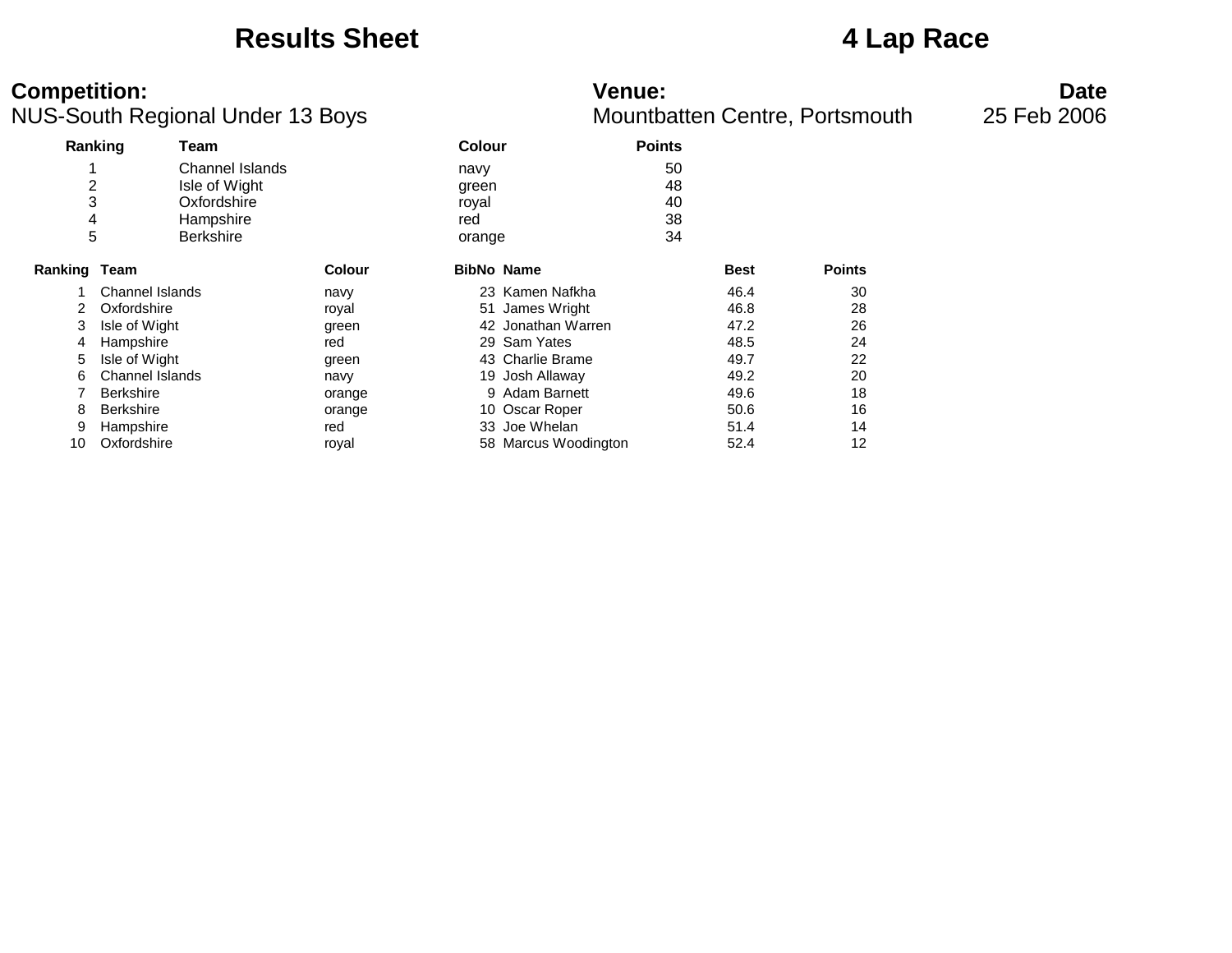# Results Sheet

# 4 Lap Race

**Competition:**
NUS-South Regional Under 13 Boys

**Venue:**
Mountbatten Centre, Portsmouth

**Date**
25 Feb 2006

| Ranking | Team | Colour | Points |
|---|---|---|---|
| 1 | Channel Islands | navy | 50 |
| 2 | Isle of Wight | green | 48 |
| 3 | Oxfordshire | royal | 40 |
| 4 | Hampshire | red | 38 |
| 5 | Berkshire | orange | 34 |

| Ranking | Team | Colour | BibNo | Name | Best | Points |
|---|---|---|---|---|---|---|
| 1 | Channel Islands | navy | 23 | Kamen Nafkha | 46.4 | 30 |
| 2 | Oxfordshire | royal | 51 | James Wright | 46.8 | 28 |
| 3 | Isle of Wight | green | 42 | Jonathan Warren | 47.2 | 26 |
| 4 | Hampshire | red | 29 | Sam Yates | 48.5 | 24 |
| 5 | Isle of Wight | green | 43 | Charlie Brame | 49.7 | 22 |
| 6 | Channel Islands | navy | 19 | Josh Allaway | 49.2 | 20 |
| 7 | Berkshire | orange | 9 | Adam Barnett | 49.6 | 18 |
| 8 | Berkshire | orange | 10 | Oscar Roper | 50.6 | 16 |
| 9 | Hampshire | red | 33 | Joe Whelan | 51.4 | 14 |
| 10 | Oxfordshire | royal | 58 | Marcus Woodington | 52.4 | 12 |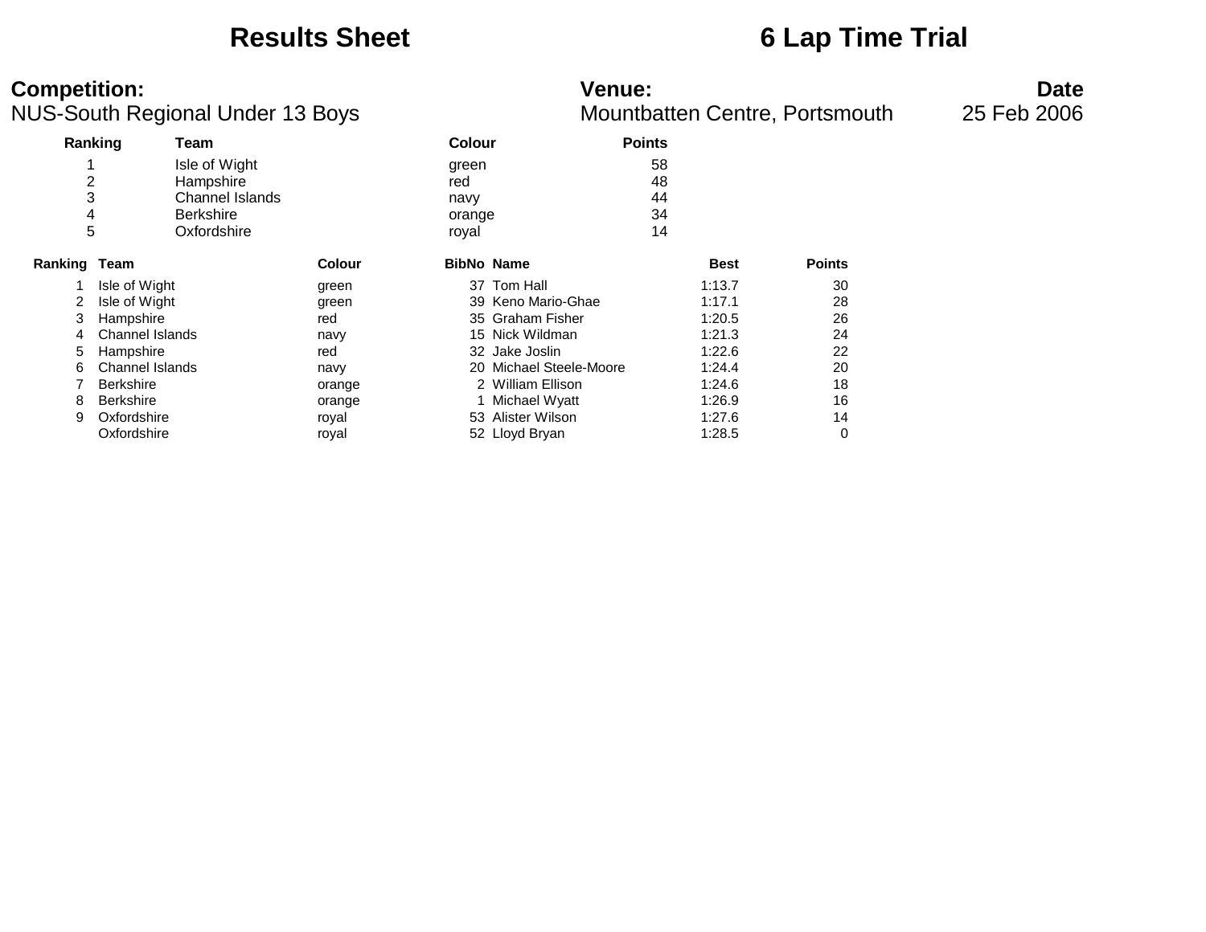# Results Sheet

# 6 Lap Time Trial

**Competition:**
NUS-South Regional Under 13 Boys

**Venue:**
Mountbatten Centre, Portsmouth

**Date**
25 Feb 2006

| Ranking | Team | Colour | Points |
|---|---|---|---|
| 1 | Isle of Wight | green | 58 |
| 2 | Hampshire | red | 48 |
| 3 | Channel Islands | navy | 44 |
| 4 | Berkshire | orange | 34 |
| 5 | Oxfordshire | royal | 14 |

| Ranking | Team | Colour | BibNo | Name | Best | Points |
|---|---|---|---|---|---|---|
| 1 | Isle of Wight | green | 37 | Tom Hall | 1:13.7 | 30 |
| 2 | Isle of Wight | green | 39 | Keno Mario-Ghae | 1:17.1 | 28 |
| 3 | Hampshire | red | 35 | Graham Fisher | 1:20.5 | 26 |
| 4 | Channel Islands | navy | 15 | Nick Wildman | 1:21.3 | 24 |
| 5 | Hampshire | red | 32 | Jake Joslin | 1:22.6 | 22 |
| 6 | Channel Islands | navy | 20 | Michael Steele-Moore | 1:24.4 | 20 |
| 7 | Berkshire | orange | 2 | William Ellison | 1:24.6 | 18 |
| 8 | Berkshire | orange | 1 | Michael Wyatt | 1:26.9 | 16 |
| 9 | Oxfordshire | royal | 53 | Alister Wilson | 1:27.6 | 14 |
| | Oxfordshire | royal | 52 | Lloyd Bryan | 1:28.5 | 0 |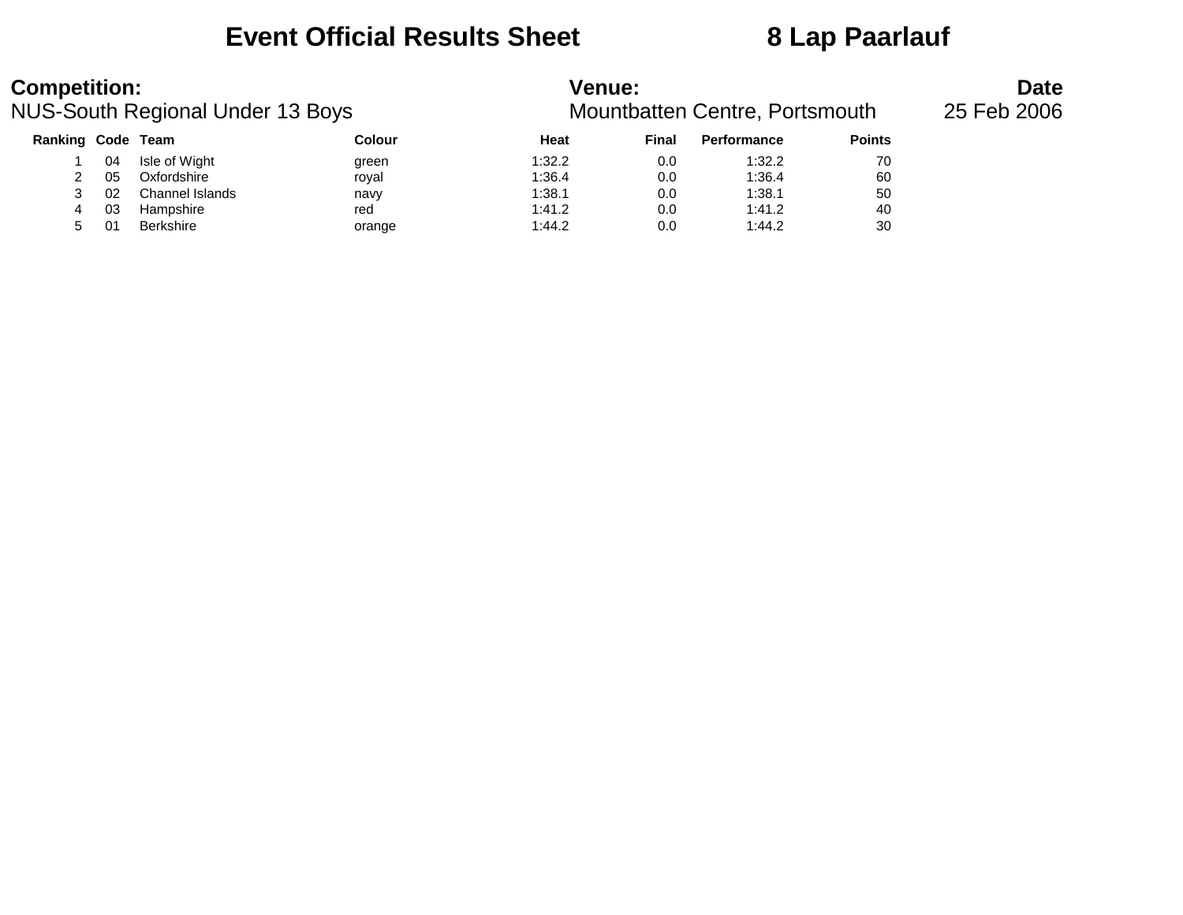# Event Official Results Sheet 8 Lap Paarlauf

**Competition:**
NUS-South Regional Under 13 Boys

**Venue:**
Mountbatten Centre, Portsmouth

**Date**
25 Feb 2006

| Ranking | Code | Team | Colour | Heat | Final | Performance | Points |
|---|---|---|---|---|---|---|---|
| 1 | 04 | Isle of Wight | green | 1:32.2 | 0.0 | 1:32.2 | 70 |
| 2 | 05 | Oxfordshire | royal | 1:36.4 | 0.0 | 1:36.4 | 60 |
| 3 | 02 | Channel Islands | navy | 1:38.1 | 0.0 | 1:38.1 | 50 |
| 4 | 03 | Hampshire | red | 1:41.2 | 0.0 | 1:41.2 | 40 |
| 5 | 01 | Berkshire | orange | 1:44.2 | 0.0 | 1:44.2 | 30 |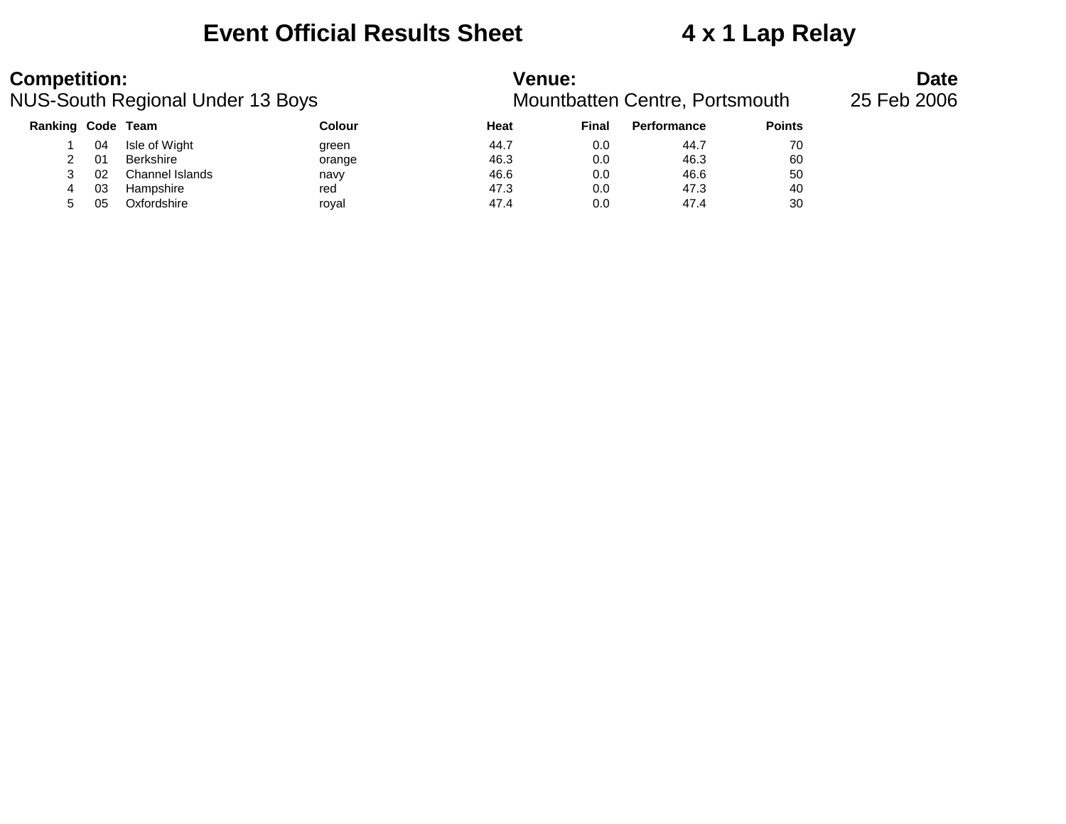# Event Official Results Sheet 4 x 1 Lap Relay

**Competition:**
NUS-South Regional Under 13 Boys

**Venue:**
Mountbatten Centre, Portsmouth

**Date**
25 Feb 2006

| Ranking | Code | Team | Colour | Heat | Final | Performance | Points |
|---|---|---|---|---|---|---|---|
| 1 | 04 | Isle of Wight | green | 44.7 | 0.0 | 44.7 | 70 |
| 2 | 01 | Berkshire | orange | 46.3 | 0.0 | 46.3 | 60 |
| 3 | 02 | Channel Islands | navy | 46.6 | 0.0 | 46.6 | 50 |
| 4 | 03 | Hampshire | red | 47.3 | 0.0 | 47.3 | 40 |
| 5 | 05 | Oxfordshire | royal | 47.4 | 0.0 | 47.4 | 30 |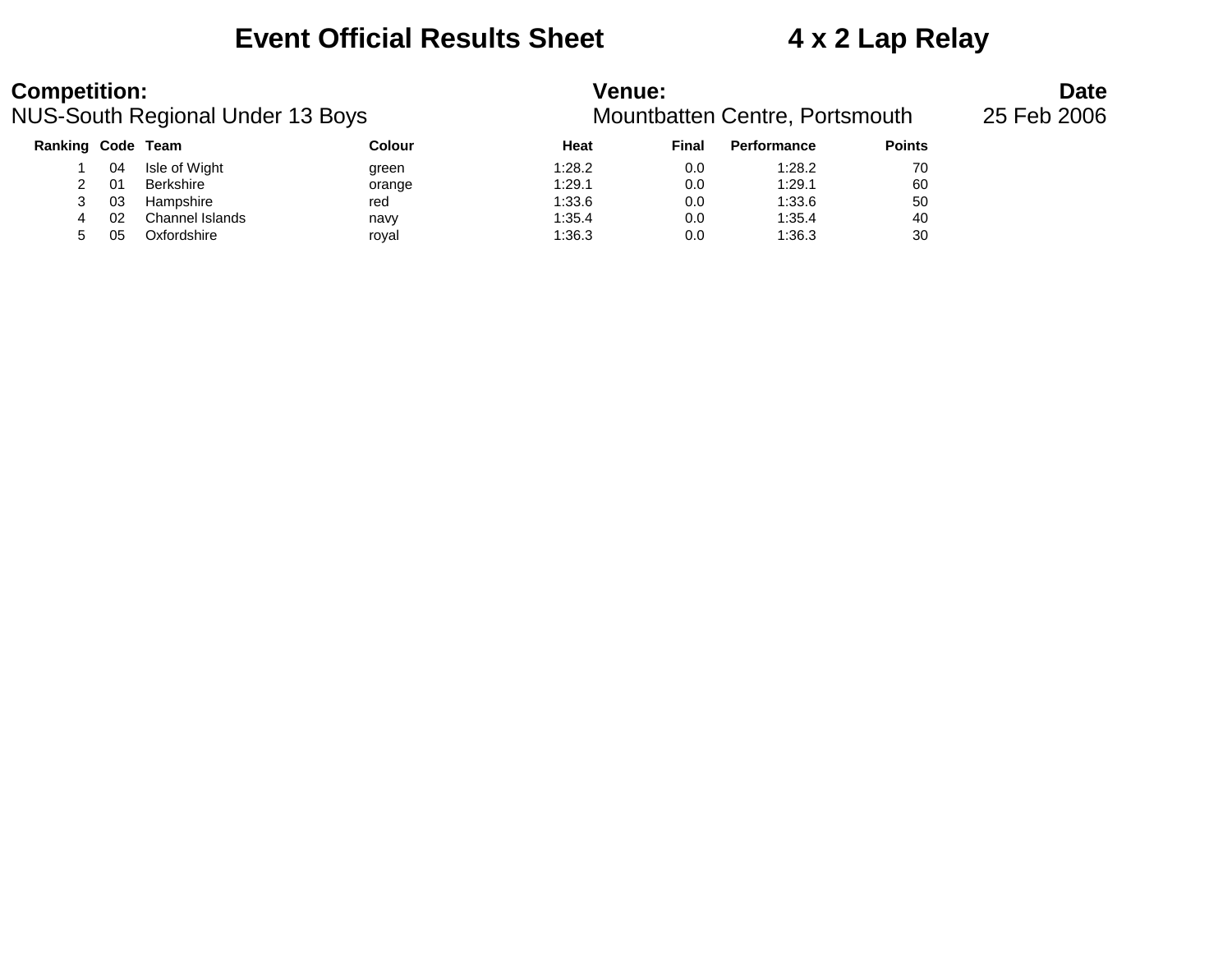# Event Official Results Sheet 4 x 2 Lap Relay

**Competition:**
NUS-South Regional Under 13 Boys

**Venue:**
Mountbatten Centre, Portsmouth

**Date**
25 Feb 2006

| Ranking | Code | Team | Colour | Heat | Final | Performance | Points |
|---|---|---|---|---|---|---|---|
| 1 | 04 | Isle of Wight | green | 1:28.2 | 0.0 | 1:28.2 | 70 |
| 2 | 01 | Berkshire | orange | 1:29.1 | 0.0 | 1:29.1 | 60 |
| 3 | 03 | Hampshire | red | 1:33.6 | 0.0 | 1:33.6 | 50 |
| 4 | 02 | Channel Islands | navy | 1:35.4 | 0.0 | 1:35.4 | 40 |
| 5 | 05 | Oxfordshire | royal | 1:36.3 | 0.0 | 1:36.3 | 30 |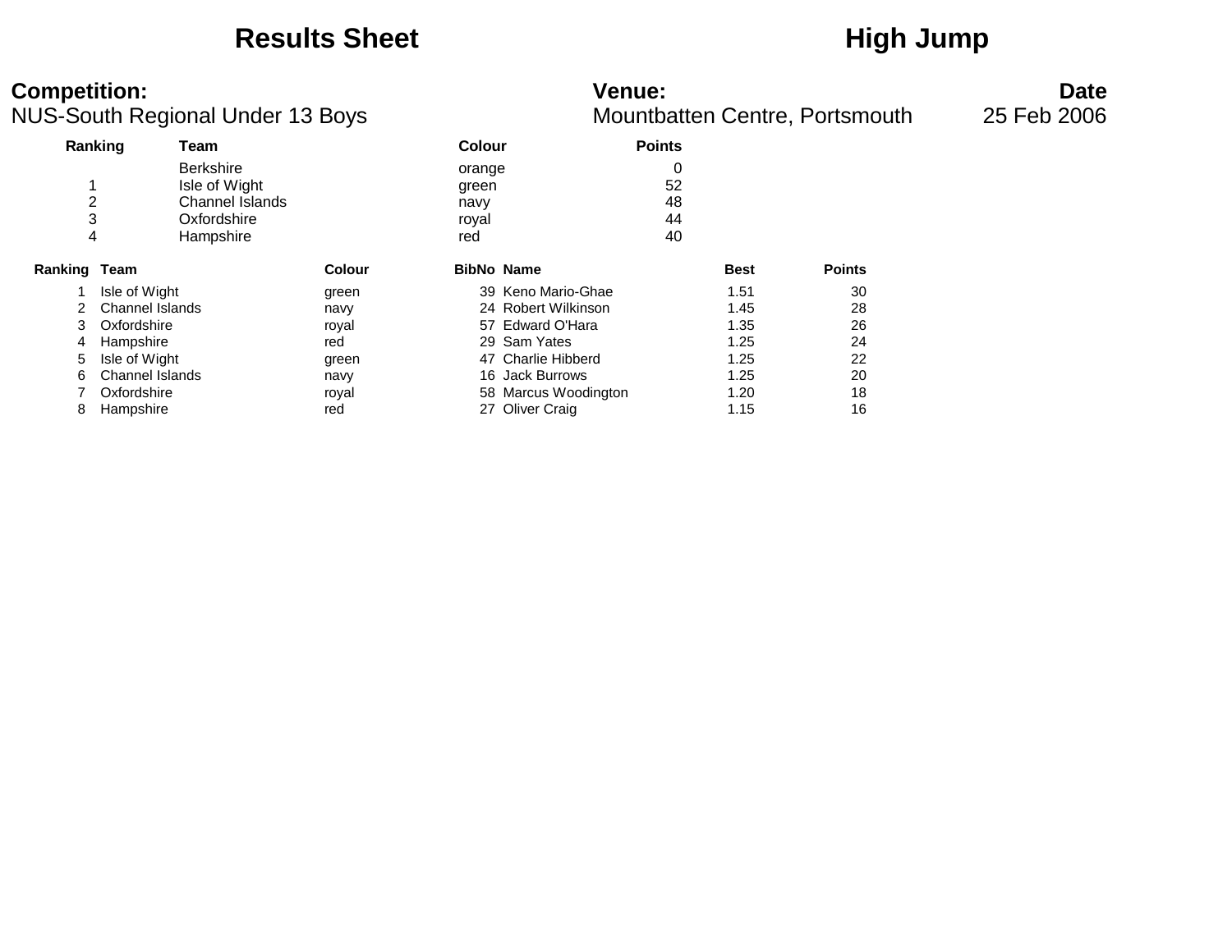## Results Sheet

## High Jump

**Competition:**
NUS-South Regional Under 13 Boys

**Venue:**
Mountbatten Centre, Portsmouth

**Date**
25 Feb 2006

| Ranking | Team | Colour | Points |
|---|---|---|---|
| | Berkshire | orange | 0 |
| 1 | Isle of Wight | green | 52 |
| 2 | Channel Islands | navy | 48 |
| 3 | Oxfordshire | royal | 44 |
| 4 | Hampshire | red | 40 |

| Ranking | Team | Colour | BibNo | Name | Best | Points |
|---|---|---|---|---|---|---|
| 1 | Isle of Wight | green | 39 | Keno Mario-Ghae | 1.51 | 30 |
| 2 | Channel Islands | navy | 24 | Robert Wilkinson | 1.45 | 28 |
| 3 | Oxfordshire | royal | 57 | Edward O'Hara | 1.35 | 26 |
| 4 | Hampshire | red | 29 | Sam Yates | 1.25 | 24 |
| 5 | Isle of Wight | green | 47 | Charlie Hibberd | 1.25 | 22 |
| 6 | Channel Islands | navy | 16 | Jack Burrows | 1.25 | 20 |
| 7 | Oxfordshire | royal | 58 | Marcus Woodington | 1.20 | 18 |
| 8 | Hampshire | red | 27 | Oliver Craig | 1.15 | 16 |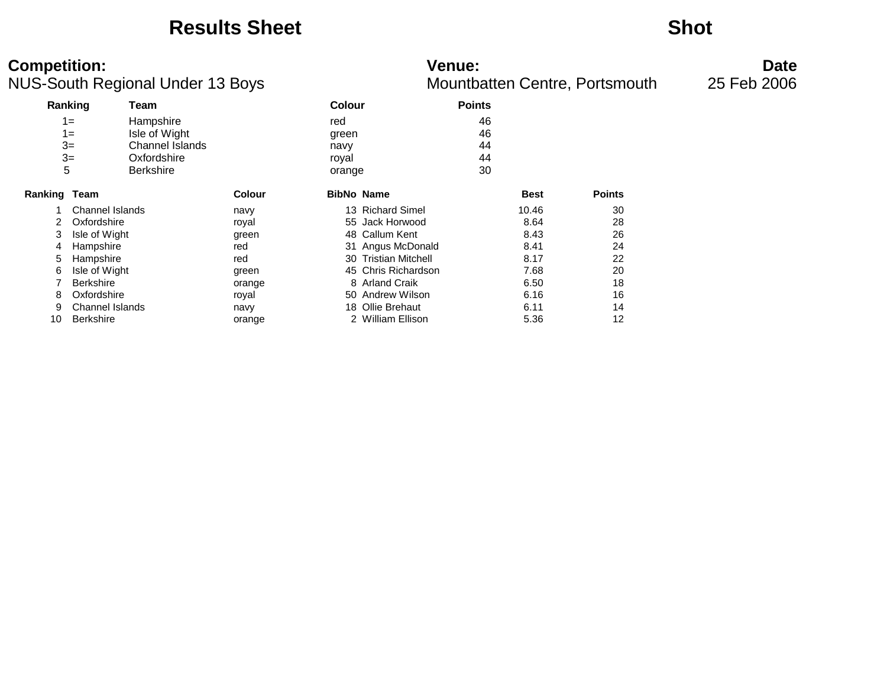# Results Sheet

## Shot

**Competition:**
NUS-South Regional Under 13 Boys

**Venue:**
Mountbatten Centre, Portsmouth

**Date**
25 Feb 2006

| Ranking | Team | Colour | Points |
|---|---|---|---|
| 1= | Hampshire | red | 46 |
| 1= | Isle of Wight | green | 46 |
| 3= | Channel Islands | navy | 44 |
| 3= | Oxfordshire | royal | 44 |
| 5 | Berkshire | orange | 30 |

| Ranking | Team | Colour | BibNo | Name | Best | Points |
|---|---|---|---|---|---|---|
| 1 | Channel Islands | navy | 13 | Richard Simel | 10.46 | 30 |
| 2 | Oxfordshire | royal | 55 | Jack Horwood | 8.64 | 28 |
| 3 | Isle of Wight | green | 48 | Callum Kent | 8.43 | 26 |
| 4 | Hampshire | red | 31 | Angus McDonald | 8.41 | 24 |
| 5 | Hampshire | red | 30 | Tristian Mitchell | 8.17 | 22 |
| 6 | Isle of Wight | green | 45 | Chris Richardson | 7.68 | 20 |
| 7 | Berkshire | orange | 8 | Arland Craik | 6.50 | 18 |
| 8 | Oxfordshire | royal | 50 | Andrew Wilson | 6.16 | 16 |
| 9 | Channel Islands | navy | 18 | Ollie Brehaut | 6.11 | 14 |
| 10 | Berkshire | orange | 2 | William Ellison | 5.36 | 12 |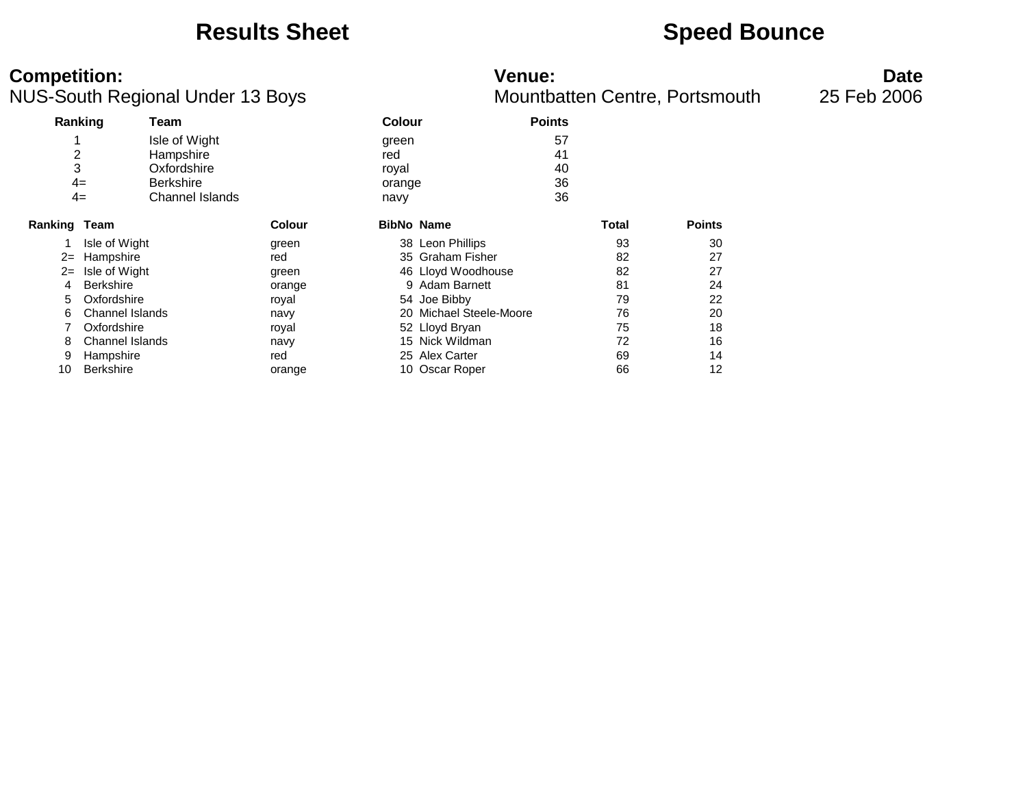# Results Sheet

# Speed Bounce

**Competition:**
NUS-South Regional Under 13 Boys

**Venue:**
Mountbatten Centre, Portsmouth

**Date**
25 Feb 2006

| Ranking | Team | Colour | Points |
|---|---|---|---|
| 1 | Isle of Wight | green | 57 |
| 2 | Hampshire | red | 41 |
| 3 | Oxfordshire | royal | 40 |
| 4= | Berkshire | orange | 36 |
| 4= | Channel Islands | navy | 36 |

| Ranking | Team | Colour | BibNo | Name | Total | Points |
|---|---|---|---|---|---|---|
| 1 | Isle of Wight | green | 38 | Leon Phillips | 93 | 30 |
| 2= | Hampshire | red | 35 | Graham Fisher | 82 | 27 |
| 2= | Isle of Wight | green | 46 | Lloyd Woodhouse | 82 | 27 |
| 4 | Berkshire | orange | 9 | Adam Barnett | 81 | 24 |
| 5 | Oxfordshire | royal | 54 | Joe Bibby | 79 | 22 |
| 6 | Channel Islands | navy | 20 | Michael Steele-Moore | 76 | 20 |
| 7 | Oxfordshire | royal | 52 | Lloyd Bryan | 75 | 18 |
| 8 | Channel Islands | navy | 15 | Nick Wildman | 72 | 16 |
| 9 | Hampshire | red | 25 | Alex Carter | 69 | 14 |
| 10 | Berkshire | orange | 10 | Oscar Roper | 66 | 12 |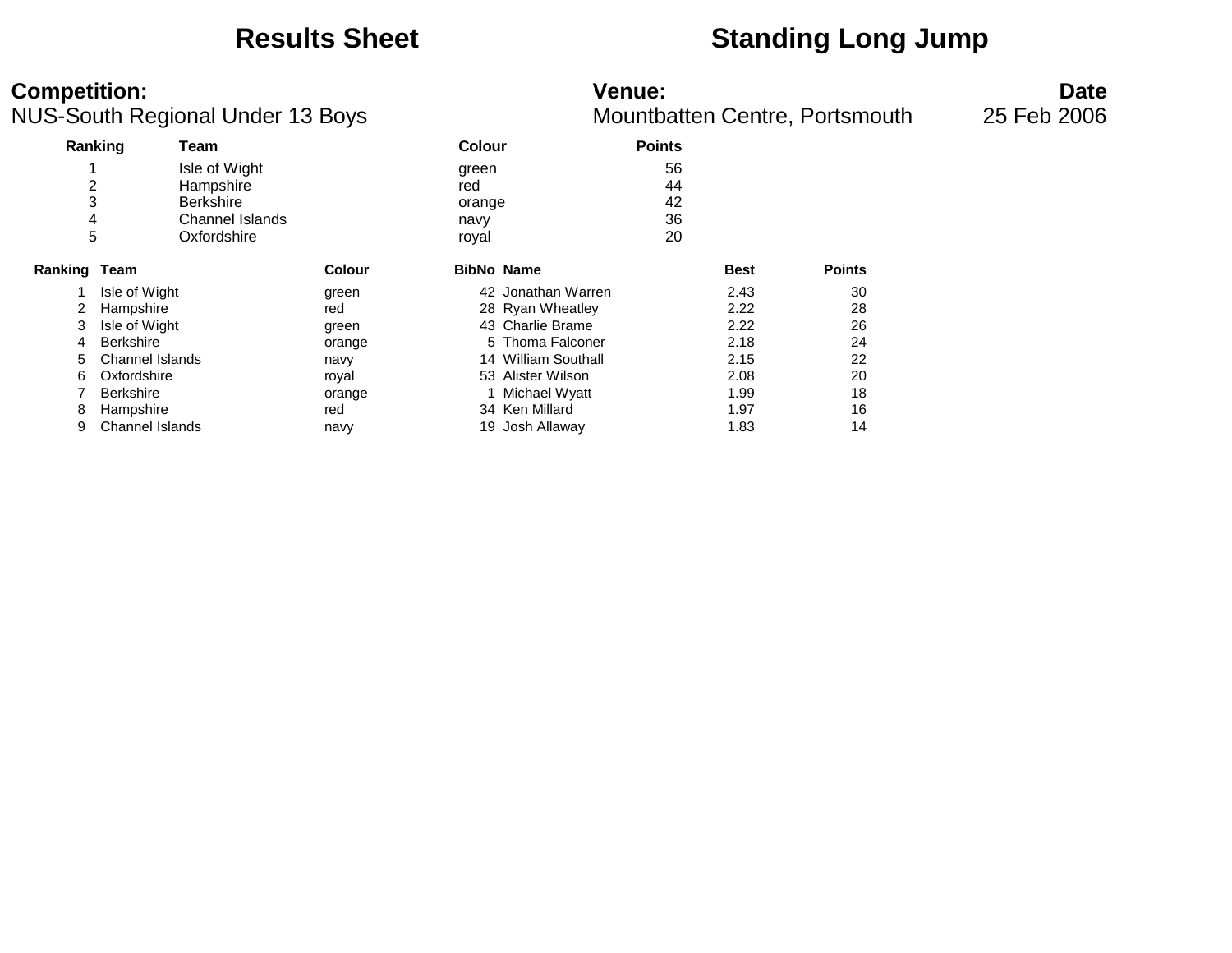# Results Sheet

# Standing Long Jump

**Competition:**
NUS-South Regional Under 13 Boys

**Venue:**
Mountbatten Centre, Portsmouth

**Date**
25 Feb 2006

| Ranking | Team | Colour | Points |
|---|---|---|---|
| 1 | Isle of Wight | green | 56 |
| 2 | Hampshire | red | 44 |
| 3 | Berkshire | orange | 42 |
| 4 | Channel Islands | navy | 36 |
| 5 | Oxfordshire | royal | 20 |

| Ranking | Team | Colour | BibNo | Name | Best | Points |
|---|---|---|---|---|---|---|
| 1 | Isle of Wight | green | 42 | Jonathan Warren | 2.43 | 30 |
| 2 | Hampshire | red | 28 | Ryan Wheatley | 2.22 | 28 |
| 3 | Isle of Wight | green | 43 | Charlie Brame | 2.22 | 26 |
| 4 | Berkshire | orange | 5 | Thoma Falconer | 2.18 | 24 |
| 5 | Channel Islands | navy | 14 | William Southall | 2.15 | 22 |
| 6 | Oxfordshire | royal | 53 | Alister Wilson | 2.08 | 20 |
| 7 | Berkshire | orange | 1 | Michael Wyatt | 1.99 | 18 |
| 8 | Hampshire | red | 34 | Ken Millard | 1.97 | 16 |
| 9 | Channel Islands | navy | 19 | Josh Allaway | 1.83 | 14 |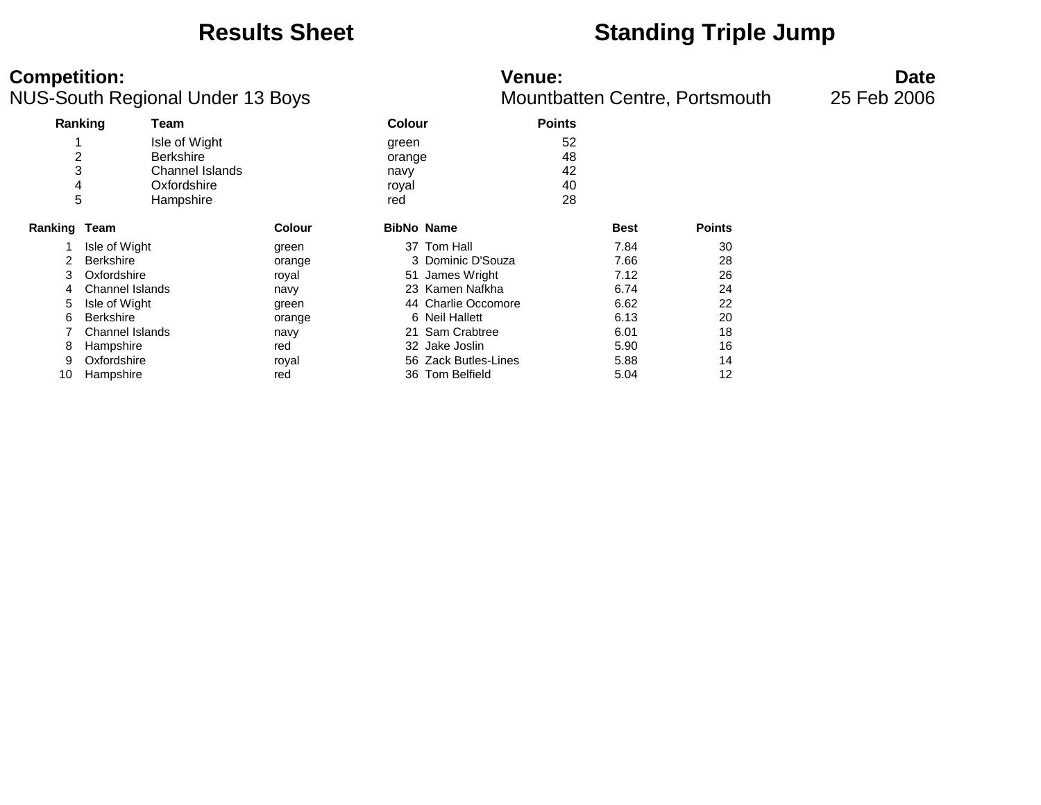# Results Sheet

# Standing Triple Jump

**Competition:**
NUS-South Regional Under 13 Boys

**Venue:**
Mountbatten Centre, Portsmouth

**Date**
25 Feb 2006

| Ranking | Team | Colour | Points |
|---|---|---|---|
| 1 | Isle of Wight | green | 52 |
| 2 | Berkshire | orange | 48 |
| 3 | Channel Islands | navy | 42 |
| 4 | Oxfordshire | royal | 40 |
| 5 | Hampshire | red | 28 |

| Ranking | Team | Colour | BibNo | Name | Best | Points |
|---|---|---|---|---|---|---|
| 1 | Isle of Wight | green | 37 | Tom Hall | 7.84 | 30 |
| 2 | Berkshire | orange | 3 | Dominic D'Souza | 7.66 | 28 |
| 3 | Oxfordshire | royal | 51 | James Wright | 7.12 | 26 |
| 4 | Channel Islands | navy | 23 | Kamen Nafkha | 6.74 | 24 |
| 5 | Isle of Wight | green | 44 | Charlie Occomore | 6.62 | 22 |
| 6 | Berkshire | orange | 6 | Neil Hallett | 6.13 | 20 |
| 7 | Channel Islands | navy | 21 | Sam Crabtree | 6.01 | 18 |
| 8 | Hampshire | red | 32 | Jake Joslin | 5.90 | 16 |
| 9 | Oxfordshire | royal | 56 | Zack Butles-Lines | 5.88 | 14 |
| 10 | Hampshire | red | 36 | Tom Belfield | 5.04 | 12 |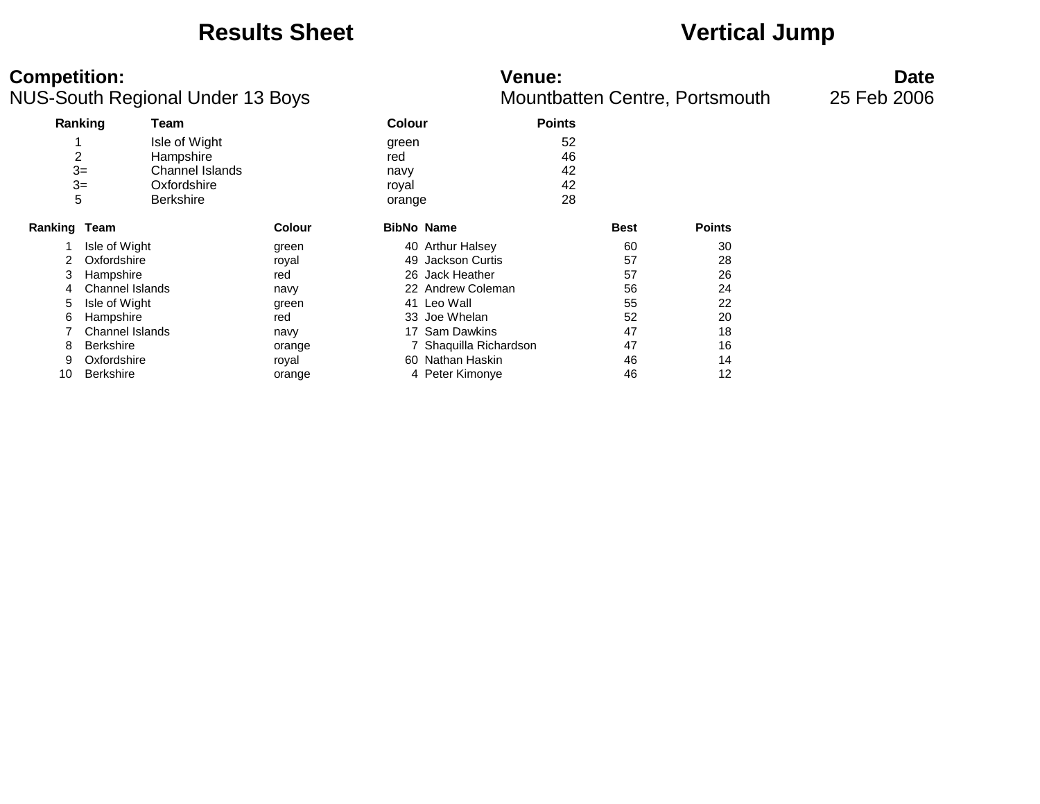# Results Sheet

# Vertical Jump

**Competition:**
NUS-South Regional Under 13 Boys

**Venue:**
Mountbatten Centre, Portsmouth

**Date**
25 Feb 2006

| Ranking | Team | Colour | Points |
|---|---|---|---|
| 1 | Isle of Wight | green | 52 |
| 2 | Hampshire | red | 46 |
| 3= | Channel Islands | navy | 42 |
| 3= | Oxfordshire | royal | 42 |
| 5 | Berkshire | orange | 28 |

| Ranking | Team | Colour | BibNo | Name | Best | Points |
|---|---|---|---|---|---|---|
| 1 | Isle of Wight | green | 40 | Arthur Halsey | 60 | 30 |
| 2 | Oxfordshire | royal | 49 | Jackson Curtis | 57 | 28 |
| 3 | Hampshire | red | 26 | Jack Heather | 57 | 26 |
| 4 | Channel Islands | navy | 22 | Andrew Coleman | 56 | 24 |
| 5 | Isle of Wight | green | 41 | Leo Wall | 55 | 22 |
| 6 | Hampshire | red | 33 | Joe Whelan | 52 | 20 |
| 7 | Channel Islands | navy | 17 | Sam Dawkins | 47 | 18 |
| 8 | Berkshire | orange | 7 | Shaquilla Richardson | 47 | 16 |
| 9 | Oxfordshire | royal | 60 | Nathan Haskin | 46 | 14 |
| 10 | Berkshire | orange | 4 | Peter Kimonye | 46 | 12 |